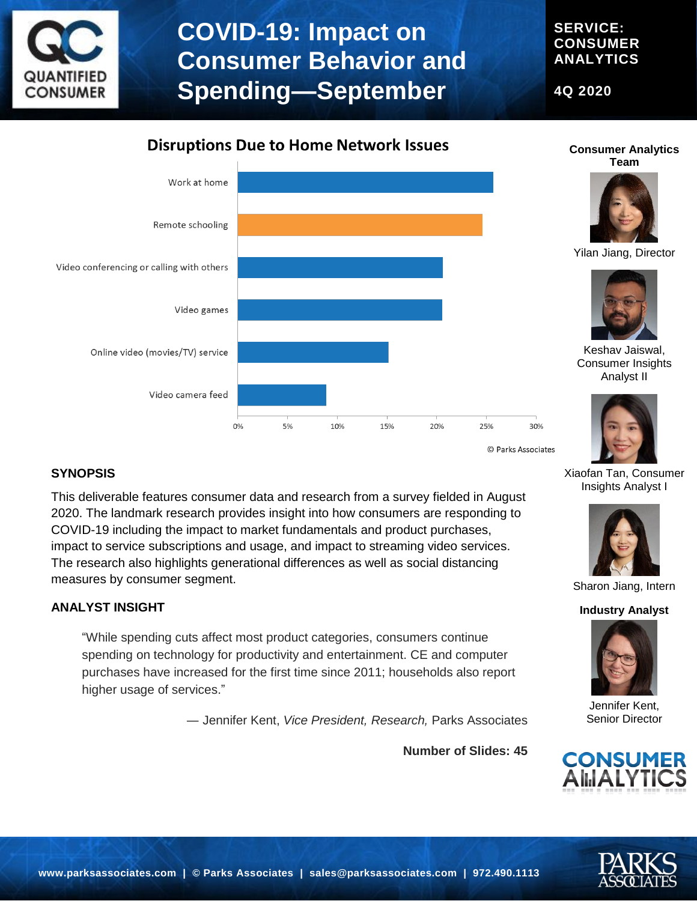# COVID-19: Impact on Consumer Behavior and Spending—September

**SERVICE: CONSUMER ANALYTICS**

**4Q 2020**

## Disruptions Due to Home Network Issues

| Category | Approx. % |
|---|---|
| Work at home | ~26% |
| Remote schooling | ~25% |
| Video conferencing or calling with others | ~21% |
| Video games | ~21% |
| Online video (movies/TV) service | ~15% |
| Video camera feed | ~9% |

© Parks Associates

### SYNOPSIS

This deliverable features consumer data and research from a survey fielded in August 2020. The landmark research provides insight into how consumers are responding to COVID-19 including the impact to market fundamentals and product purchases, impact to service subscriptions and usage, and impact to streaming video services. The research also highlights generational differences as well as social distancing measures by consumer segment.

### ANALYST INSIGHT

> "While spending cuts affect most product categories, consumers continue spending on technology for productivity and entertainment. CE and computer purchases have increased for the first time since 2011; households also report higher usage of services."
>
> — Jennifer Kent, *Vice President, Research,* Parks Associates

**Number of Slides: 45**

**Consumer Analytics Team**

- Yilan Jiang, Director
- Keshav Jaiswal, Consumer Insights Analyst II
- Xiaofan Tan, Consumer Insights Analyst I
- Sharon Jiang, Intern

**Industry Analyst**

- Jennifer Kent, Senior Director

www.parksassociates.com | © Parks Associates | sales@parksassociates.com | 972.490.1113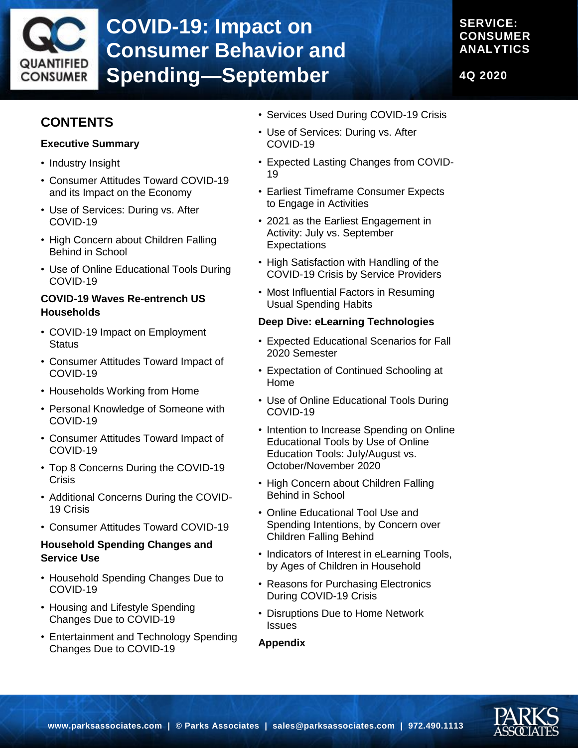# COVID-19: Impact on Consumer Behavior and Spending—September

**SERVICE: CONSUMER ANALYTICS**

**4Q 2020**

## CONTENTS

### Executive Summary

- Industry Insight
- Consumer Attitudes Toward COVID-19 and its Impact on the Economy
- Use of Services: During vs. After COVID-19
- High Concern about Children Falling Behind in School
- Use of Online Educational Tools During COVID-19

### COVID-19 Waves Re-entrench US Households

- COVID-19 Impact on Employment Status
- Consumer Attitudes Toward Impact of COVID-19
- Households Working from Home
- Personal Knowledge of Someone with COVID-19
- Consumer Attitudes Toward Impact of COVID-19
- Top 8 Concerns During the COVID-19 Crisis
- Additional Concerns During the COVID-19 Crisis
- Consumer Attitudes Toward COVID-19

### Household Spending Changes and Service Use

- Household Spending Changes Due to COVID-19
- Housing and Lifestyle Spending Changes Due to COVID-19
- Entertainment and Technology Spending Changes Due to COVID-19
- Services Used During COVID-19 Crisis
- Use of Services: During vs. After COVID-19
- Expected Lasting Changes from COVID-19
- Earliest Timeframe Consumer Expects to Engage in Activities
- 2021 as the Earliest Engagement in Activity: July vs. September Expectations
- High Satisfaction with Handling of the COVID-19 Crisis by Service Providers
- Most Influential Factors in Resuming Usual Spending Habits

### Deep Dive: eLearning Technologies

- Expected Educational Scenarios for Fall 2020 Semester
- Expectation of Continued Schooling at Home
- Use of Online Educational Tools During COVID-19
- Intention to Increase Spending on Online Educational Tools by Use of Online Education Tools: July/August vs. October/November 2020
- High Concern about Children Falling Behind in School
- Online Educational Tool Use and Spending Intentions, by Concern over Children Falling Behind
- Indicators of Interest in eLearning Tools, by Ages of Children in Household
- Reasons for Purchasing Electronics During COVID-19 Crisis
- Disruptions Due to Home Network Issues

### Appendix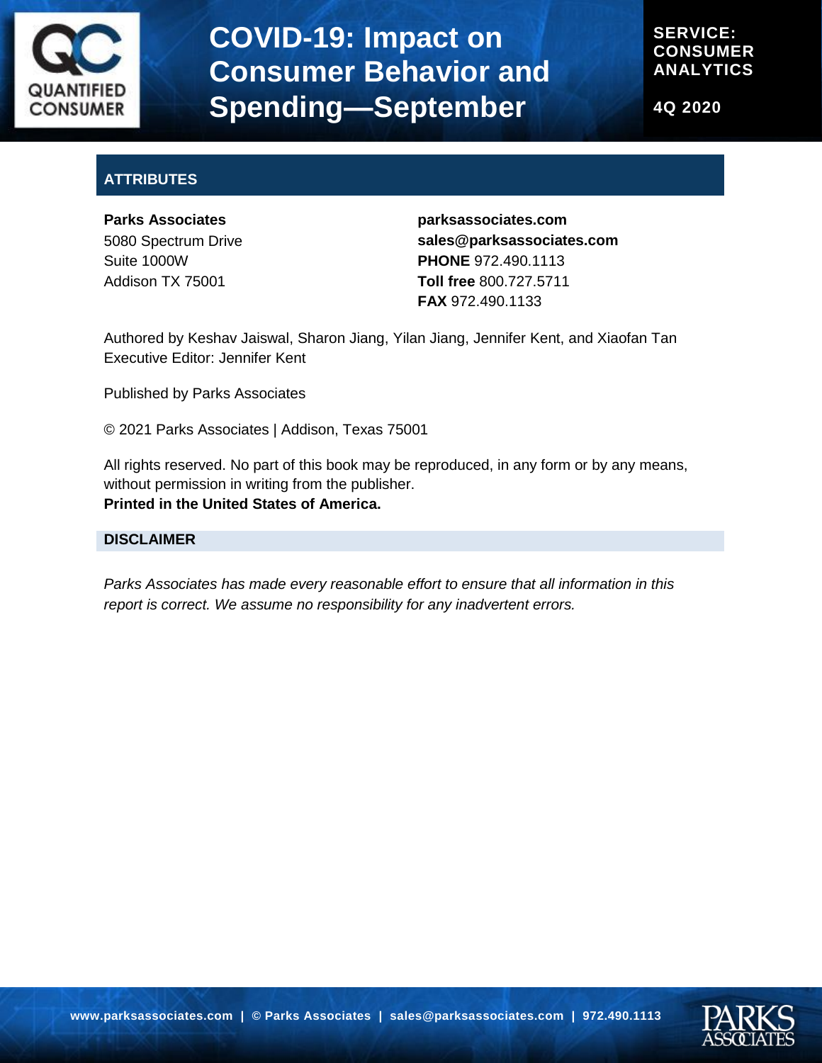# COVID-19: Impact on Consumer Behavior and Spending—September

**SERVICE: CONSUMER ANALYTICS**

**4Q 2020**

## ATTRIBUTES

**Parks Associates**
5080 Spectrum Drive
Suite 1000W
Addison TX 75001

**parksassociates.com**
**sales@parksassociates.com**
**PHONE** 972.490.1113
**Toll free** 800.727.5711
**FAX** 972.490.1133

Authored by Keshav Jaiswal, Sharon Jiang, Yilan Jiang, Jennifer Kent, and Xiaofan Tan
Executive Editor: Jennifer Kent

Published by Parks Associates

© 2021 Parks Associates | Addison, Texas 75001

All rights reserved. No part of this book may be reproduced, in any form or by any means, without permission in writing from the publisher.
**Printed in the United States of America.**

## DISCLAIMER

*Parks Associates has made every reasonable effort to ensure that all information in this report is correct. We assume no responsibility for any inadvertent errors.*